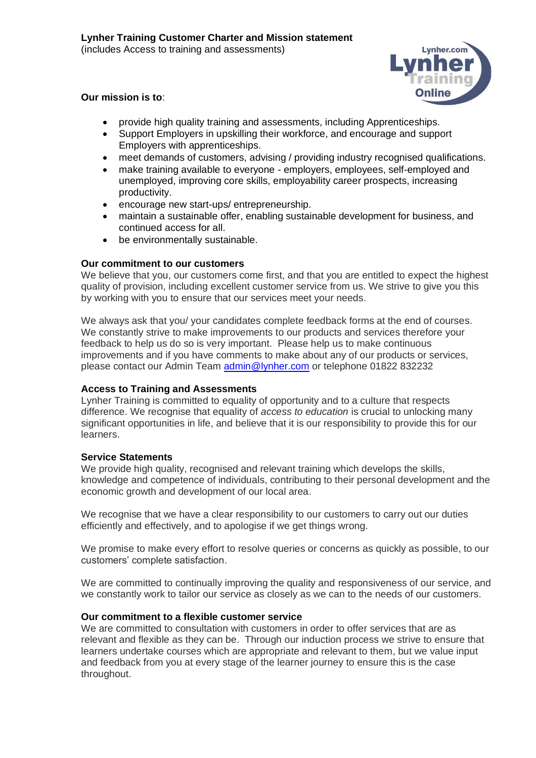# Lynher Training Customer Charter and Mission statement

(includes Access to training and assessments)

**Our mission is to**:

- provide high quality training and assessments, including Apprenticeships.
- Support Employers in upskilling their workforce, and encourage and support Employers with apprenticeships.
- meet demands of customers, advising / providing industry recognised qualifications.
- make training available to everyone - employers, employees, self-employed and unemployed, improving core skills, employability career prospects, increasing productivity.
- encourage new start-ups/ entrepreneurship.
- maintain a sustainable offer, enabling sustainable development for business, and continued access for all.
- be environmentally sustainable.

**Our commitment to our customers**

We believe that you, our customers come first, and that you are entitled to expect the highest quality of provision, including excellent customer service from us. We strive to give you this by working with you to ensure that our services meet your needs.

We always ask that you/ your candidates complete feedback forms at the end of courses. We constantly strive to make improvements to our products and services therefore your feedback to help us do so is very important. Please help us to make continuous improvements and if you have comments to make about any of our products or services, please contact our Admin Team admin@lynher.com or telephone 01822 832232

**Access to Training and Assessments**

Lynher Training is committed to equality of opportunity and to a culture that respects difference. We recognise that equality of *access to education* is crucial to unlocking many significant opportunities in life, and believe that it is our responsibility to provide this for our learners.

**Service Statements**

We provide high quality, recognised and relevant training which develops the skills, knowledge and competence of individuals, contributing to their personal development and the economic growth and development of our local area.

We recognise that we have a clear responsibility to our customers to carry out our duties efficiently and effectively, and to apologise if we get things wrong.

We promise to make every effort to resolve queries or concerns as quickly as possible, to our customers' complete satisfaction.

We are committed to continually improving the quality and responsiveness of our service, and we constantly work to tailor our service as closely as we can to the needs of our customers.

**Our commitment to a flexible customer service**

We are committed to consultation with customers in order to offer services that are as relevant and flexible as they can be. Through our induction process we strive to ensure that learners undertake courses which are appropriate and relevant to them, but we value input and feedback from you at every stage of the learner journey to ensure this is the case throughout.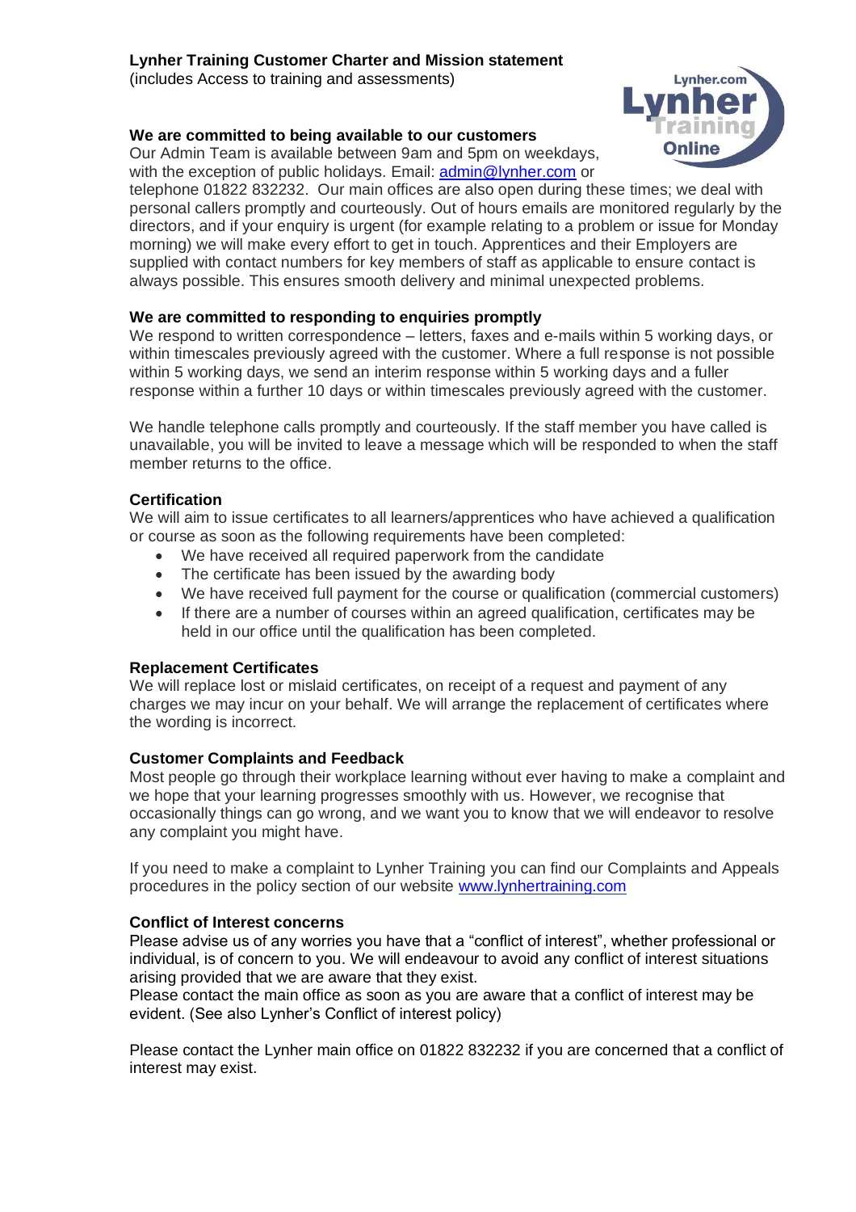**Lynher Training Customer Charter and Mission statement**
(includes Access to training and assessments)

**We are committed to being available to our customers**
Our Admin Team is available between 9am and 5pm on weekdays, with the exception of public holidays. Email: admin@lynher.com or telephone 01822 832232. Our main offices are also open during these times; we deal with personal callers promptly and courteously. Out of hours emails are monitored regularly by the directors, and if your enquiry is urgent (for example relating to a problem or issue for Monday morning) we will make every effort to get in touch. Apprentices and their Employers are supplied with contact numbers for key members of staff as applicable to ensure contact is always possible. This ensures smooth delivery and minimal unexpected problems.

**We are committed to responding to enquiries promptly**
We respond to written correspondence – letters, faxes and e-mails within 5 working days, or within timescales previously agreed with the customer. Where a full response is not possible within 5 working days, we send an interim response within 5 working days and a fuller response within a further 10 days or within timescales previously agreed with the customer.

We handle telephone calls promptly and courteously. If the staff member you have called is unavailable, you will be invited to leave a message which will be responded to when the staff member returns to the office.

**Certification**
We will aim to issue certificates to all learners/apprentices who have achieved a qualification or course as soon as the following requirements have been completed:

- We have received all required paperwork from the candidate
- The certificate has been issued by the awarding body
- We have received full payment for the course or qualification (commercial customers)
- If there are a number of courses within an agreed qualification, certificates may be held in our office until the qualification has been completed.

**Replacement Certificates**
We will replace lost or mislaid certificates, on receipt of a request and payment of any charges we may incur on your behalf. We will arrange the replacement of certificates where the wording is incorrect.

**Customer Complaints and Feedback**
Most people go through their workplace learning without ever having to make a complaint and we hope that your learning progresses smoothly with us. However, we recognise that occasionally things can go wrong, and we want you to know that we will endeavor to resolve any complaint you might have.

If you need to make a complaint to Lynher Training you can find our Complaints and Appeals procedures in the policy section of our website www.lynhertraining.com

**Conflict of Interest concerns**
Please advise us of any worries you have that a "conflict of interest", whether professional or individual, is of concern to you. We will endeavour to avoid any conflict of interest situations arising provided that we are aware that they exist.
Please contact the main office as soon as you are aware that a conflict of interest may be evident. (See also Lynher's Conflict of interest policy)

Please contact the Lynher main office on 01822 832232 if you are concerned that a conflict of interest may exist.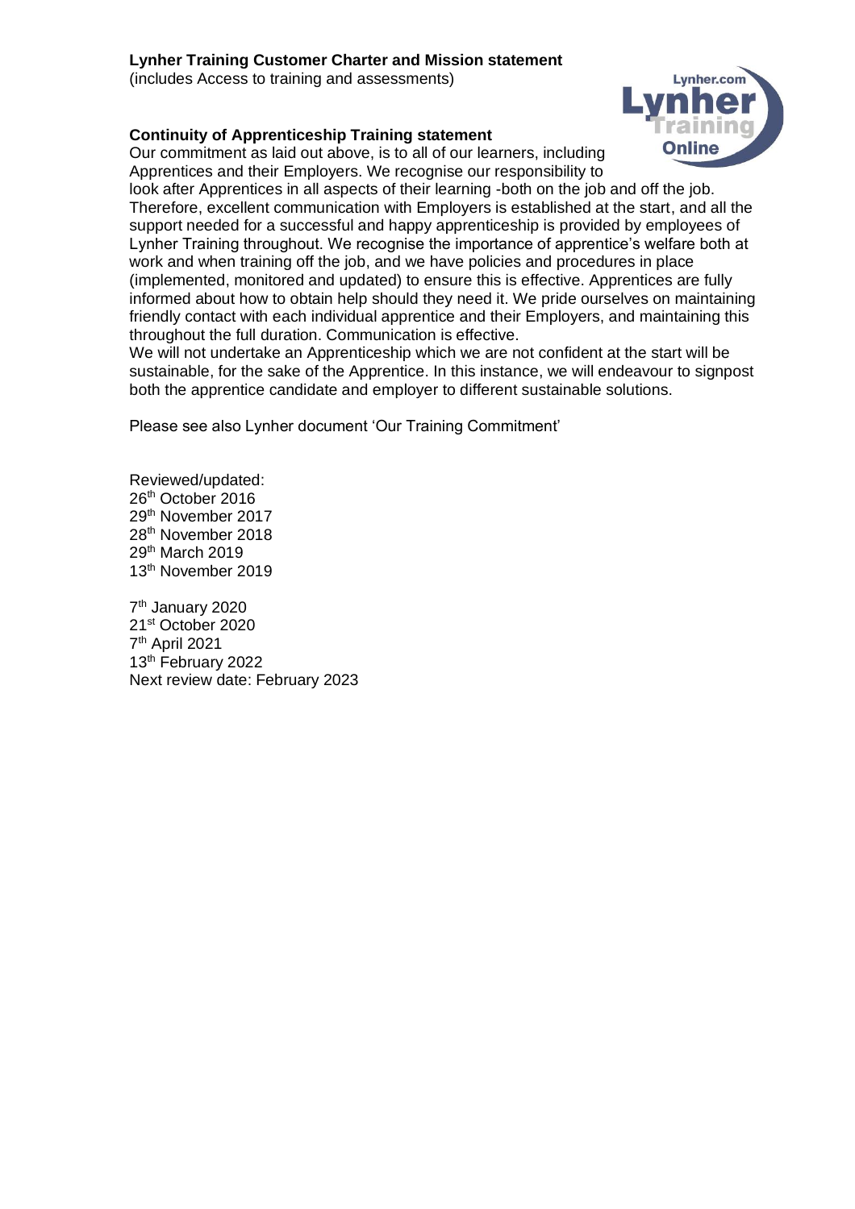**Lynher Training Customer Charter and Mission statement**
(includes Access to training and assessments)

**Continuity of Apprenticeship Training statement**

Our commitment as laid out above, is to all of our learners, including Apprentices and their Employers. We recognise our responsibility to look after Apprentices in all aspects of their learning -both on the job and off the job. Therefore, excellent communication with Employers is established at the start, and all the support needed for a successful and happy apprenticeship is provided by employees of Lynher Training throughout. We recognise the importance of apprentice's welfare both at work and when training off the job, and we have policies and procedures in place (implemented, monitored and updated) to ensure this is effective. Apprentices are fully informed about how to obtain help should they need it. We pride ourselves on maintaining friendly contact with each individual apprentice and their Employers, and maintaining this throughout the full duration. Communication is effective.

We will not undertake an Apprenticeship which we are not confident at the start will be sustainable, for the sake of the Apprentice. In this instance, we will endeavour to signpost both the apprentice candidate and employer to different sustainable solutions.

Please see also Lynher document 'Our Training Commitment'

Reviewed/updated:
26th October 2016
29th November 2017
28th November 2018
29th March 2019
13th November 2019

7th January 2020
21st October 2020
7th April 2021
13th February 2022
Next review date: February 2023